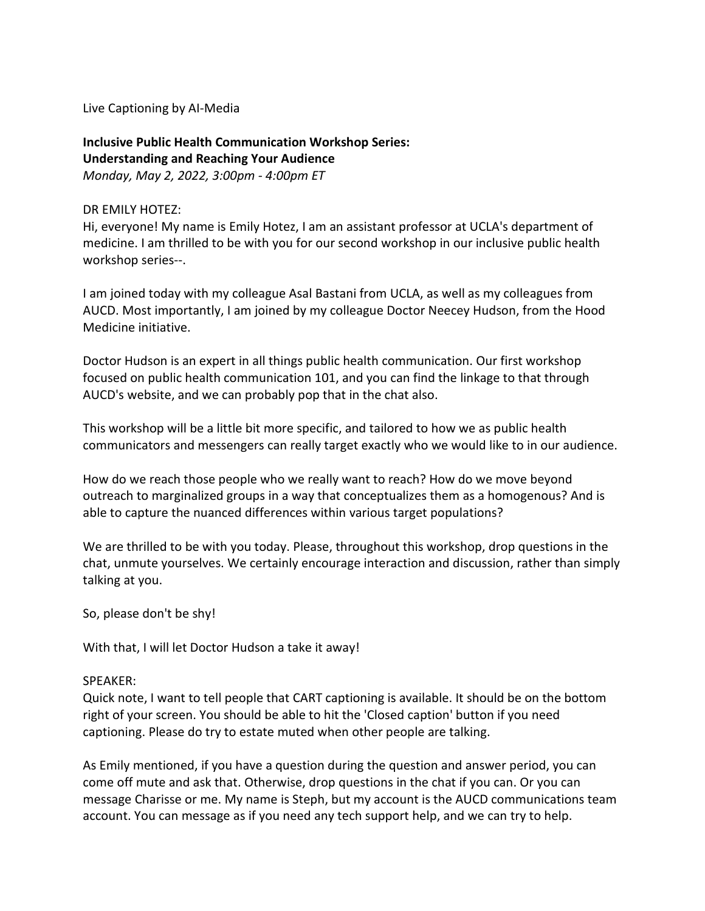Live Captioning by AI-Media

**Inclusive Public Health Communication Workshop Series:**
**Understanding and Reaching Your Audience**
*Monday, May 2, 2022, 3:00pm - 4:00pm ET*

DR EMILY HOTEZ:
Hi, everyone! My name is Emily Hotez, I am an assistant professor at UCLA's department of medicine. I am thrilled to be with you for our second workshop in our inclusive public health workshop series--.

I am joined today with my colleague Asal Bastani from UCLA, as well as my colleagues from AUCD. Most importantly, I am joined by my colleague Doctor Neecey Hudson, from the Hood Medicine initiative.

Doctor Hudson is an expert in all things public health communication. Our first workshop focused on public health communication 101, and you can find the linkage to that through AUCD's website, and we can probably pop that in the chat also.

This workshop will be a little bit more specific, and tailored to how we as public health communicators and messengers can really target exactly who we would like to in our audience.

How do we reach those people who we really want to reach? How do we move beyond outreach to marginalized groups in a way that conceptualizes them as a homogenous? And is able to capture the nuanced differences within various target populations?

We are thrilled to be with you today. Please, throughout this workshop, drop questions in the chat, unmute yourselves. We certainly encourage interaction and discussion, rather than simply talking at you.

So, please don't be shy!

With that, I will let Doctor Hudson a take it away!

SPEAKER:
Quick note, I want to tell people that CART captioning is available. It should be on the bottom right of your screen. You should be able to hit the 'Closed caption' button if you need captioning. Please do try to estate muted when other people are talking.

As Emily mentioned, if you have a question during the question and answer period, you can come off mute and ask that. Otherwise, drop questions in the chat if you can. Or you can message Charisse or me. My name is Steph, but my account is the AUCD communications team account. You can message as if you need any tech support help, and we can try to help.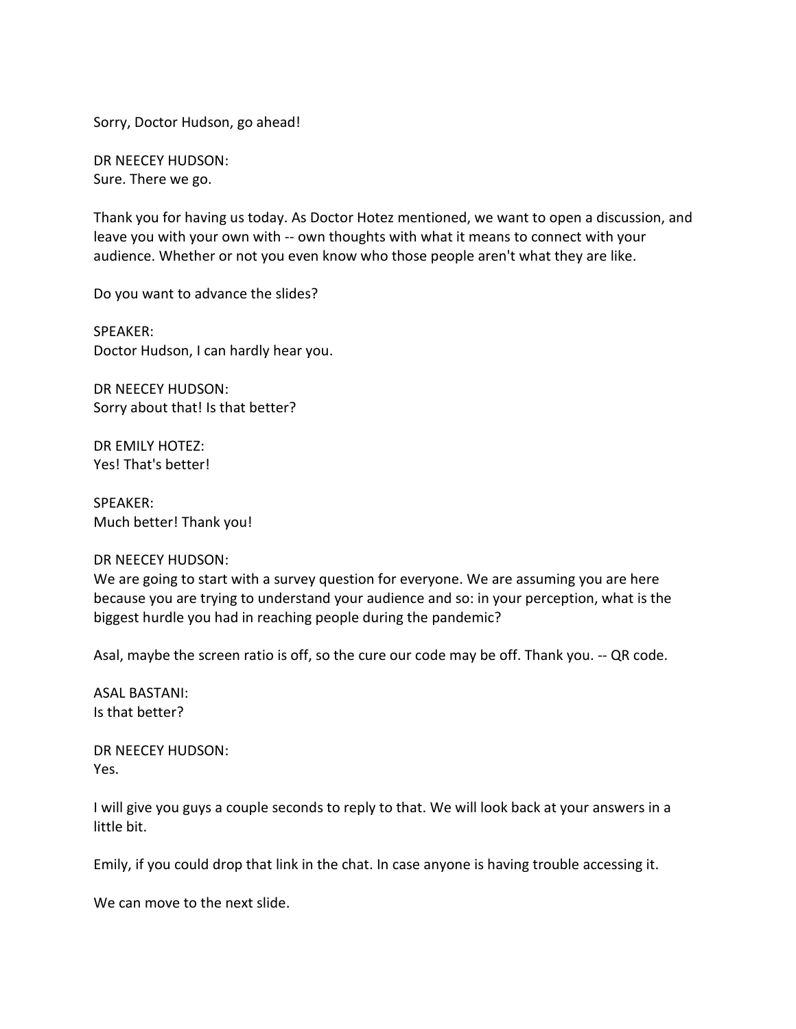Sorry, Doctor Hudson, go ahead!

DR NEECEY HUDSON:
Sure. There we go.

Thank you for having us today. As Doctor Hotez mentioned, we want to open a discussion, and leave you with your own with -- own thoughts with what it means to connect with your audience. Whether or not you even know who those people aren't what they are like.

Do you want to advance the slides?

SPEAKER:
Doctor Hudson, I can hardly hear you.

DR NEECEY HUDSON:
Sorry about that! Is that better?

DR EMILY HOTEZ:
Yes! That's better!

SPEAKER:
Much better! Thank you!

DR NEECEY HUDSON:
We are going to start with a survey question for everyone. We are assuming you are here because you are trying to understand your audience and so: in your perception, what is the biggest hurdle you had in reaching people during the pandemic?

Asal, maybe the screen ratio is off, so the cure our code may be off. Thank you. -- QR code.

ASAL BASTANI:
Is that better?

DR NEECEY HUDSON:
Yes.

I will give you guys a couple seconds to reply to that. We will look back at your answers in a little bit.

Emily, if you could drop that link in the chat. In case anyone is having trouble accessing it.

We can move to the next slide.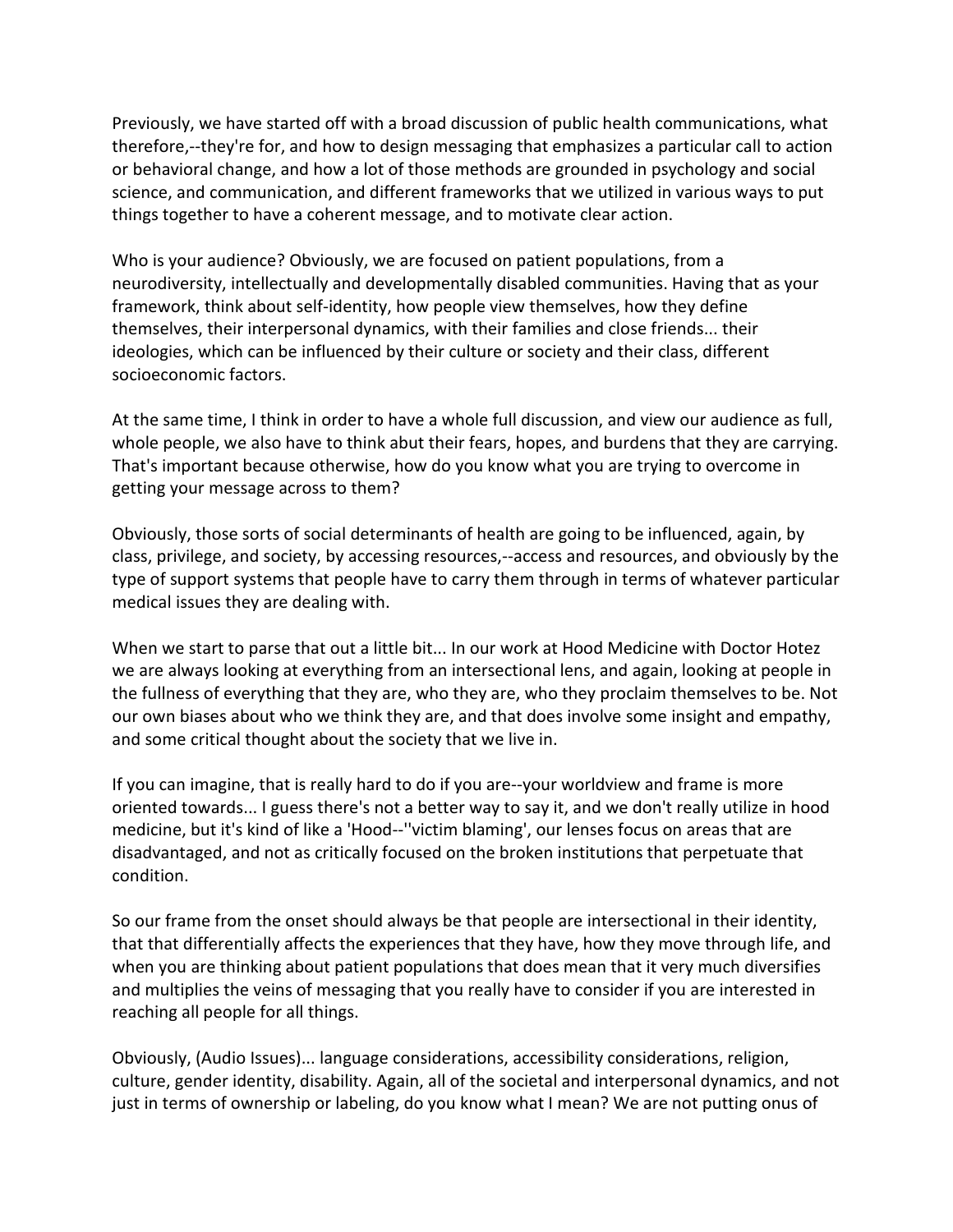Previously, we have started off with a broad discussion of public health communications, what therefore,--they're for, and how to design messaging that emphasizes a particular call to action or behavioral change, and how a lot of those methods are grounded in psychology and social science, and communication, and different frameworks that we utilized in various ways to put things together to have a coherent message, and to motivate clear action.

Who is your audience? Obviously, we are focused on patient populations, from a neurodiversity, intellectually and developmentally disabled communities. Having that as your framework, think about self-identity, how people view themselves, how they define themselves, their interpersonal dynamics, with their families and close friends... their ideologies, which can be influenced by their culture or society and their class, different socioeconomic factors.

At the same time, I think in order to have a whole full discussion, and view our audience as full, whole people, we also have to think abut their fears, hopes, and burdens that they are carrying. That's important because otherwise, how do you know what you are trying to overcome in getting your message across to them?

Obviously, those sorts of social determinants of health are going to be influenced, again, by class, privilege, and society, by accessing resources,--access and resources, and obviously by the type of support systems that people have to carry them through in terms of whatever particular medical issues they are dealing with.

When we start to parse that out a little bit... In our work at Hood Medicine with Doctor Hotez we are always looking at everything from an intersectional lens, and again, looking at people in the fullness of everything that they are, who they are, who they proclaim themselves to be. Not our own biases about who we think they are, and that does involve some insight and empathy, and some critical thought about the society that we live in.

If you can imagine, that is really hard to do if you are--your worldview and frame is more oriented towards... I guess there's not a better way to say it, and we don't really utilize in hood medicine, but it's kind of like a 'Hood--''victim blaming', our lenses focus on areas that are disadvantaged, and not as critically focused on the broken institutions that perpetuate that condition.

So our frame from the onset should always be that people are intersectional in their identity, that that differentially affects the experiences that they have, how they move through life, and when you are thinking about patient populations that does mean that it very much diversifies and multiplies the veins of messaging that you really have to consider if you are interested in reaching all people for all things.

Obviously, (Audio Issues)... language considerations, accessibility considerations, religion, culture, gender identity, disability. Again, all of the societal and interpersonal dynamics, and not just in terms of ownership or labeling, do you know what I mean? We are not putting onus of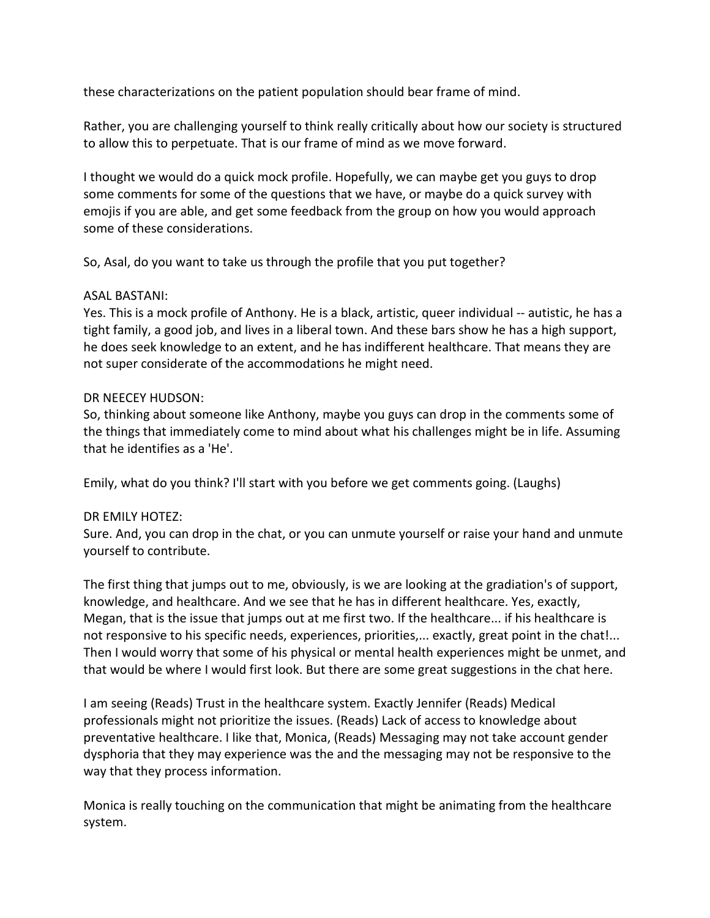these characterizations on the patient population should bear frame of mind.

Rather, you are challenging yourself to think really critically about how our society is structured to allow this to perpetuate. That is our frame of mind as we move forward.

I thought we would do a quick mock profile. Hopefully, we can maybe get you guys to drop some comments for some of the questions that we have, or maybe do a quick survey with emojis if you are able, and get some feedback from the group on how you would approach some of these considerations.

So, Asal, do you want to take us through the profile that you put together?

ASAL BASTANI:
Yes. This is a mock profile of Anthony. He is a black, artistic, queer individual -- autistic, he has a tight family, a good job, and lives in a liberal town. And these bars show he has a high support, he does seek knowledge to an extent, and he has indifferent healthcare. That means they are not super considerate of the accommodations he might need.

DR NEECEY HUDSON:
So, thinking about someone like Anthony, maybe you guys can drop in the comments some of the things that immediately come to mind about what his challenges might be in life. Assuming that he identifies as a 'He'.

Emily, what do you think? I'll start with you before we get comments going. (Laughs)

DR EMILY HOTEZ:
Sure. And, you can drop in the chat, or you can unmute yourself or raise your hand and unmute yourself to contribute.

The first thing that jumps out to me, obviously, is we are looking at the gradiation's of support, knowledge, and healthcare. And we see that he has in different healthcare. Yes, exactly, Megan, that is the issue that jumps out at me first two. If the healthcare... if his healthcare is not responsive to his specific needs, experiences, priorities,... exactly, great point in the chat!... Then I would worry that some of his physical or mental health experiences might be unmet, and that would be where I would first look. But there are some great suggestions in the chat here.

I am seeing (Reads) Trust in the healthcare system. Exactly Jennifer (Reads) Medical professionals might not prioritize the issues. (Reads) Lack of access to knowledge about preventative healthcare. I like that, Monica, (Reads) Messaging may not take account gender dysphoria that they may experience was the and the messaging may not be responsive to the way that they process information.

Monica is really touching on the communication that might be animating from the healthcare system.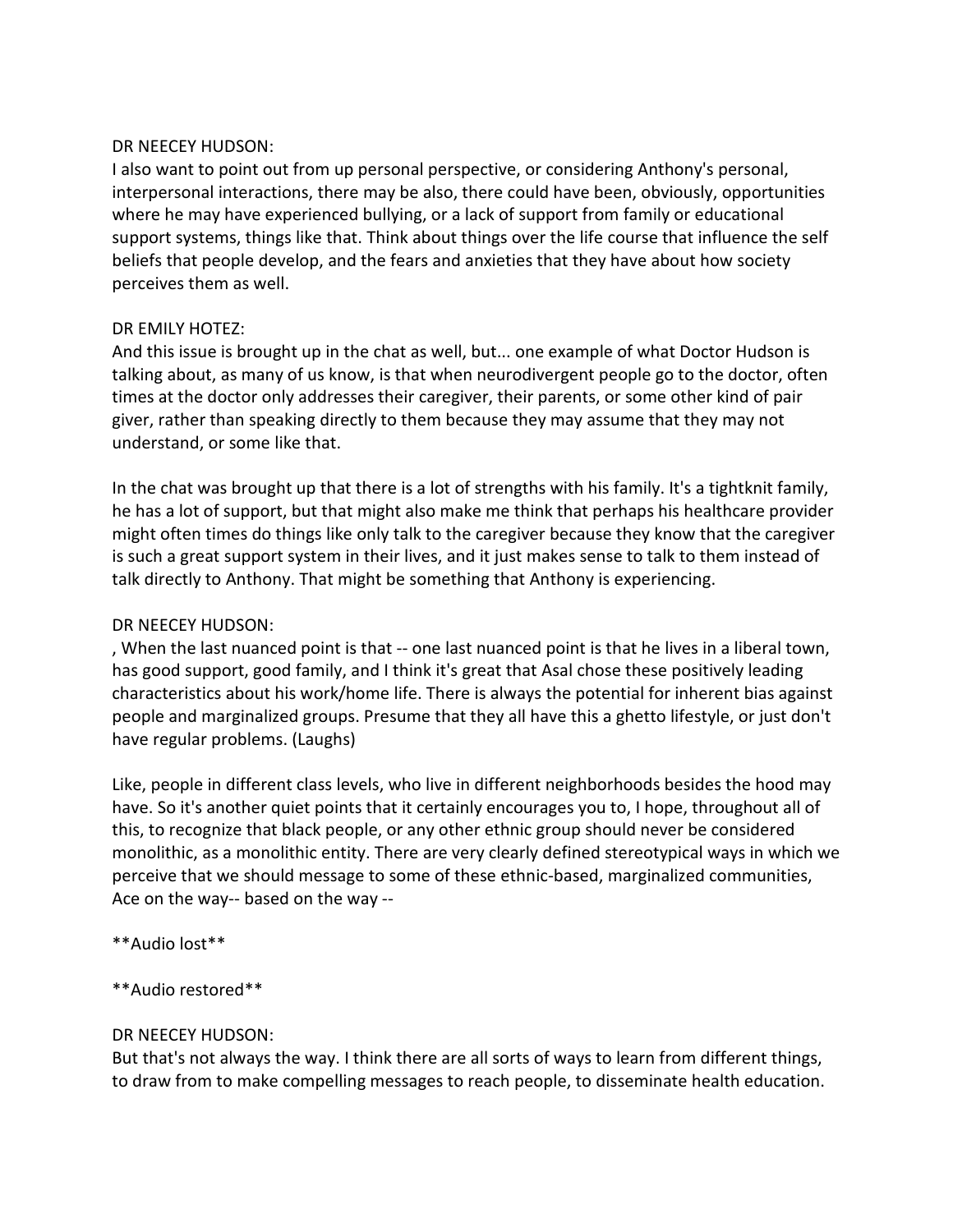DR NEECEY HUDSON:
I also want to point out from up personal perspective, or considering Anthony's personal, interpersonal interactions, there may be also, there could have been, obviously, opportunities where he may have experienced bullying, or a lack of support from family or educational support systems, things like that. Think about things over the life course that influence the self beliefs that people develop, and the fears and anxieties that they have about how society perceives them as well.

DR EMILY HOTEZ:
And this issue is brought up in the chat as well, but... one example of what Doctor Hudson is talking about, as many of us know, is that when neurodivergent people go to the doctor, often times at the doctor only addresses their caregiver, their parents, or some other kind of pair giver, rather than speaking directly to them because they may assume that they may not understand, or some like that.

In the chat was brought up that there is a lot of strengths with his family. It's a tightknit family, he has a lot of support, but that might also make me think that perhaps his healthcare provider might often times do things like only talk to the caregiver because they know that the caregiver is such a great support system in their lives, and it just makes sense to talk to them instead of talk directly to Anthony. That might be something that Anthony is experiencing.

DR NEECEY HUDSON:
, When the last nuanced point is that -- one last nuanced point is that he lives in a liberal town, has good support, good family, and I think it's great that Asal chose these positively leading characteristics about his work/home life. There is always the potential for inherent bias against people and marginalized groups. Presume that they all have this a ghetto lifestyle, or just don't have regular problems. (Laughs)

Like, people in different class levels, who live in different neighborhoods besides the hood may have. So it's another quiet points that it certainly encourages you to, I hope, throughout all of this, to recognize that black people, or any other ethnic group should never be considered monolithic, as a monolithic entity. There are very clearly defined stereotypical ways in which we perceive that we should message to some of these ethnic-based, marginalized communities, Ace on the way-- based on the way --

**Audio lost**

**Audio restored**

DR NEECEY HUDSON:
But that's not always the way. I think there are all sorts of ways to learn from different things, to draw from to make compelling messages to reach people, to disseminate health education.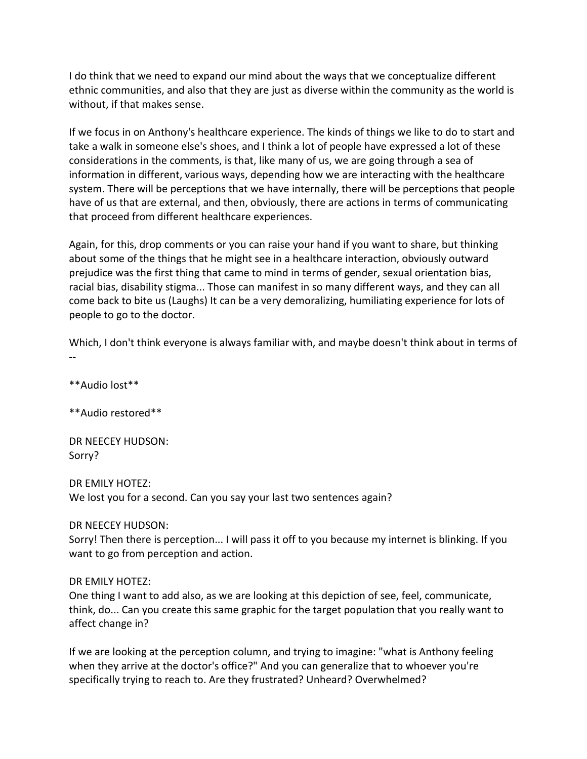I do think that we need to expand our mind about the ways that we conceptualize different ethnic communities, and also that they are just as diverse within the community as the world is without, if that makes sense.

If we focus in on Anthony's healthcare experience. The kinds of things we like to do to start and take a walk in someone else's shoes, and I think a lot of people have expressed a lot of these considerations in the comments, is that, like many of us, we are going through a sea of information in different, various ways, depending how we are interacting with the healthcare system. There will be perceptions that we have internally, there will be perceptions that people have of us that are external, and then, obviously, there are actions in terms of communicating that proceed from different healthcare experiences.

Again, for this, drop comments or you can raise your hand if you want to share, but thinking about some of the things that he might see in a healthcare interaction, obviously outward prejudice was the first thing that came to mind in terms of gender, sexual orientation bias, racial bias, disability stigma... Those can manifest in so many different ways, and they can all come back to bite us (Laughs) It can be a very demoralizing, humiliating experience for lots of people to go to the doctor.

Which, I don't think everyone is always familiar with, and maybe doesn't think about in terms of --

**Audio lost**

**Audio restored**

DR NEECEY HUDSON:
Sorry?

DR EMILY HOTEZ:
We lost you for a second. Can you say your last two sentences again?

DR NEECEY HUDSON:
Sorry! Then there is perception... I will pass it off to you because my internet is blinking. If you want to go from perception and action.

DR EMILY HOTEZ:
One thing I want to add also, as we are looking at this depiction of see, feel, communicate, think, do... Can you create this same graphic for the target population that you really want to affect change in?

If we are looking at the perception column, and trying to imagine: "what is Anthony feeling when they arrive at the doctor's office?" And you can generalize that to whoever you're specifically trying to reach to. Are they frustrated? Unheard? Overwhelmed?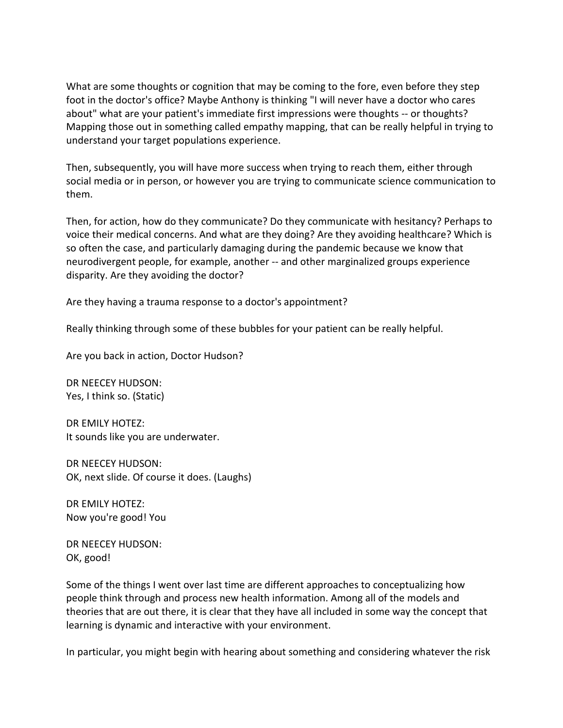What are some thoughts or cognition that may be coming to the fore, even before they step foot in the doctor's office? Maybe Anthony is thinking "I will never have a doctor who cares about" what are your patient's immediate first impressions were thoughts -- or thoughts? Mapping those out in something called empathy mapping, that can be really helpful in trying to understand your target populations experience.

Then, subsequently, you will have more success when trying to reach them, either through social media or in person, or however you are trying to communicate science communication to them.

Then, for action, how do they communicate? Do they communicate with hesitancy? Perhaps to voice their medical concerns. And what are they doing? Are they avoiding healthcare? Which is so often the case, and particularly damaging during the pandemic because we know that neurodivergent people, for example, another -- and other marginalized groups experience disparity. Are they avoiding the doctor?

Are they having a trauma response to a doctor's appointment?

Really thinking through some of these bubbles for your patient can be really helpful.

Are you back in action, Doctor Hudson?

DR NEECEY HUDSON:
Yes, I think so. (Static)

DR EMILY HOTEZ:
It sounds like you are underwater.

DR NEECEY HUDSON:
OK, next slide. Of course it does. (Laughs)

DR EMILY HOTEZ:
Now you're good! You

DR NEECEY HUDSON:
OK, good!

Some of the things I went over last time are different approaches to conceptualizing how people think through and process new health information. Among all of the models and theories that are out there, it is clear that they have all included in some way the concept that learning is dynamic and interactive with your environment.

In particular, you might begin with hearing about something and considering whatever the risk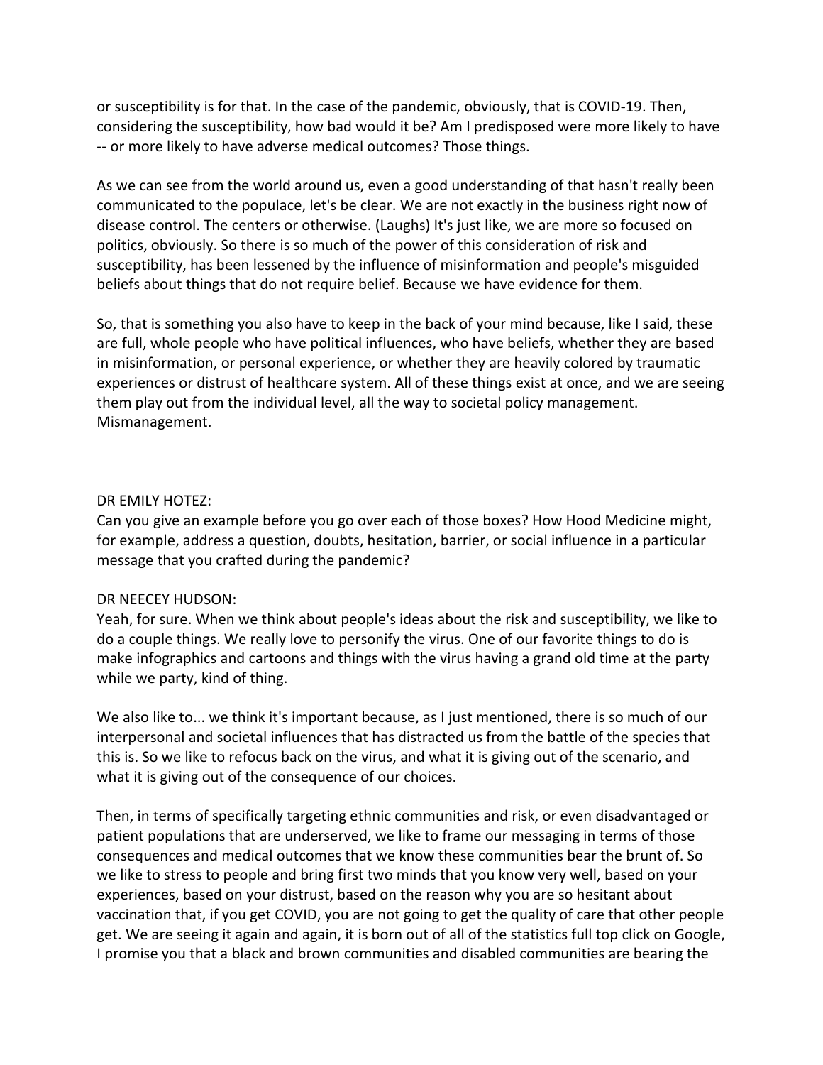or susceptibility is for that. In the case of the pandemic, obviously, that is COVID-19. Then, considering the susceptibility, how bad would it be? Am I predisposed were more likely to have -- or more likely to have adverse medical outcomes? Those things.

As we can see from the world around us, even a good understanding of that hasn't really been communicated to the populace, let's be clear. We are not exactly in the business right now of disease control. The centers or otherwise. (Laughs) It's just like, we are more so focused on politics, obviously. So there is so much of the power of this consideration of risk and susceptibility, has been lessened by the influence of misinformation and people's misguided beliefs about things that do not require belief. Because we have evidence for them.

So, that is something you also have to keep in the back of your mind because, like I said, these are full, whole people who have political influences, who have beliefs, whether they are based in misinformation, or personal experience, or whether they are heavily colored by traumatic experiences or distrust of healthcare system. All of these things exist at once, and we are seeing them play out from the individual level, all the way to societal policy management. Mismanagement.

DR EMILY HOTEZ:
Can you give an example before you go over each of those boxes? How Hood Medicine might, for example, address a question, doubts, hesitation, barrier, or social influence in a particular message that you crafted during the pandemic?

DR NEECEY HUDSON:
Yeah, for sure. When we think about people's ideas about the risk and susceptibility, we like to do a couple things. We really love to personify the virus. One of our favorite things to do is make infographics and cartoons and things with the virus having a grand old time at the party while we party, kind of thing.

We also like to... we think it's important because, as I just mentioned, there is so much of our interpersonal and societal influences that has distracted us from the battle of the species that this is. So we like to refocus back on the virus, and what it is giving out of the scenario, and what it is giving out of the consequence of our choices.

Then, in terms of specifically targeting ethnic communities and risk, or even disadvantaged or patient populations that are underserved, we like to frame our messaging in terms of those consequences and medical outcomes that we know these communities bear the brunt of. So we like to stress to people and bring first two minds that you know very well, based on your experiences, based on your distrust, based on the reason why you are so hesitant about vaccination that, if you get COVID, you are not going to get the quality of care that other people get. We are seeing it again and again, it is born out of all of the statistics full top click on Google, I promise you that a black and brown communities and disabled communities are bearing the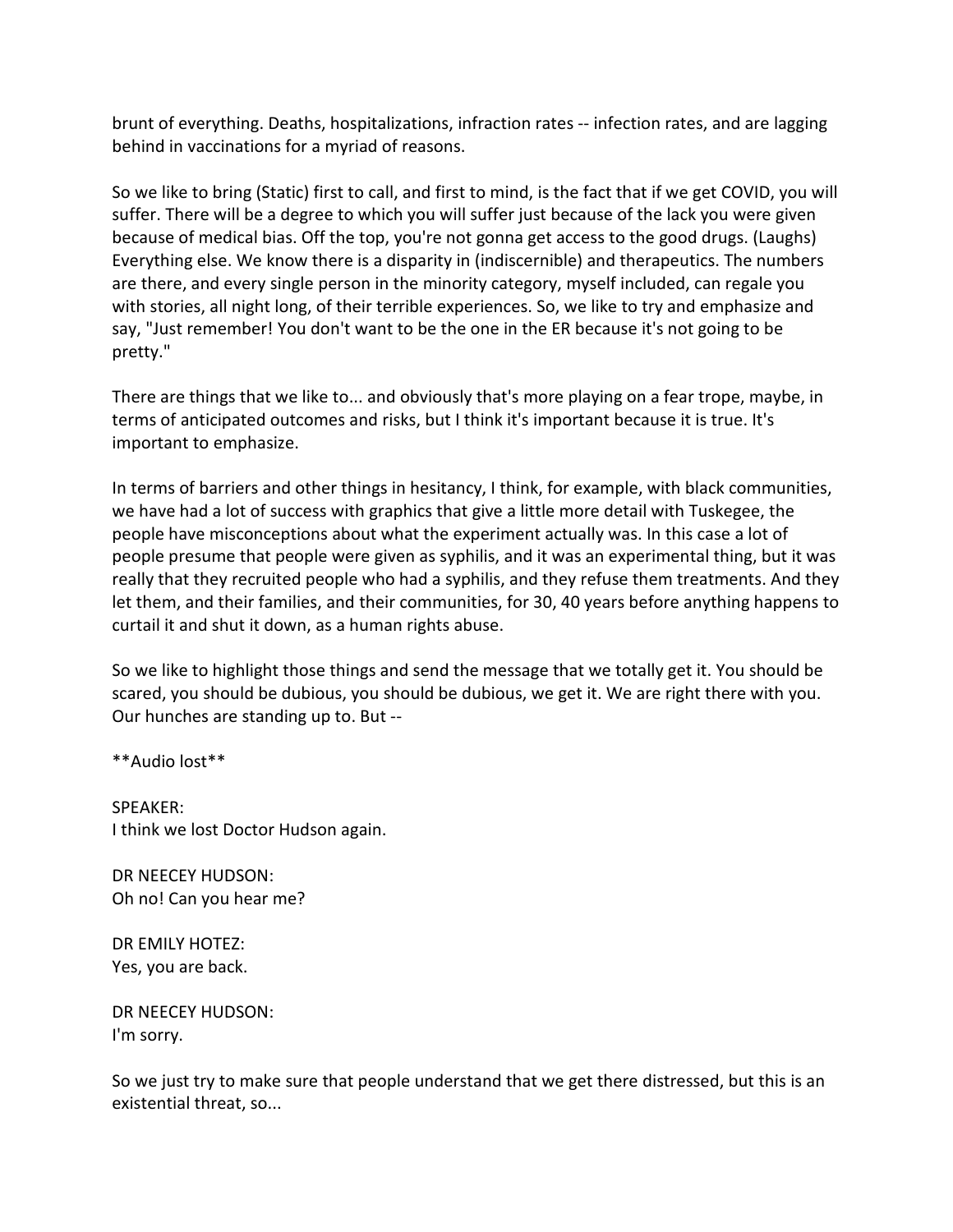brunt of everything. Deaths, hospitalizations, infraction rates -- infection rates, and are lagging behind in vaccinations for a myriad of reasons.

So we like to bring (Static) first to call, and first to mind, is the fact that if we get COVID, you will suffer. There will be a degree to which you will suffer just because of the lack you were given because of medical bias. Off the top, you're not gonna get access to the good drugs. (Laughs) Everything else. We know there is a disparity in (indiscernible) and therapeutics. The numbers are there, and every single person in the minority category, myself included, can regale you with stories, all night long, of their terrible experiences. So, we like to try and emphasize and say, "Just remember! You don't want to be the one in the ER because it's not going to be pretty."

There are things that we like to... and obviously that's more playing on a fear trope, maybe, in terms of anticipated outcomes and risks, but I think it's important because it is true. It's important to emphasize.

In terms of barriers and other things in hesitancy, I think, for example, with black communities, we have had a lot of success with graphics that give a little more detail with Tuskegee, the people have misconceptions about what the experiment actually was. In this case a lot of people presume that people were given as syphilis, and it was an experimental thing, but it was really that they recruited people who had a syphilis, and they refuse them treatments. And they let them, and their families, and their communities, for 30, 40 years before anything happens to curtail it and shut it down, as a human rights abuse.

So we like to highlight those things and send the message that we totally get it. You should be scared, you should be dubious, you should be dubious, we get it. We are right there with you. Our hunches are standing up to. But --

**Audio lost**

SPEAKER:
I think we lost Doctor Hudson again.

DR NEECEY HUDSON:
Oh no! Can you hear me?

DR EMILY HOTEZ:
Yes, you are back.

DR NEECEY HUDSON:
I'm sorry.

So we just try to make sure that people understand that we get there distressed, but this is an existential threat, so...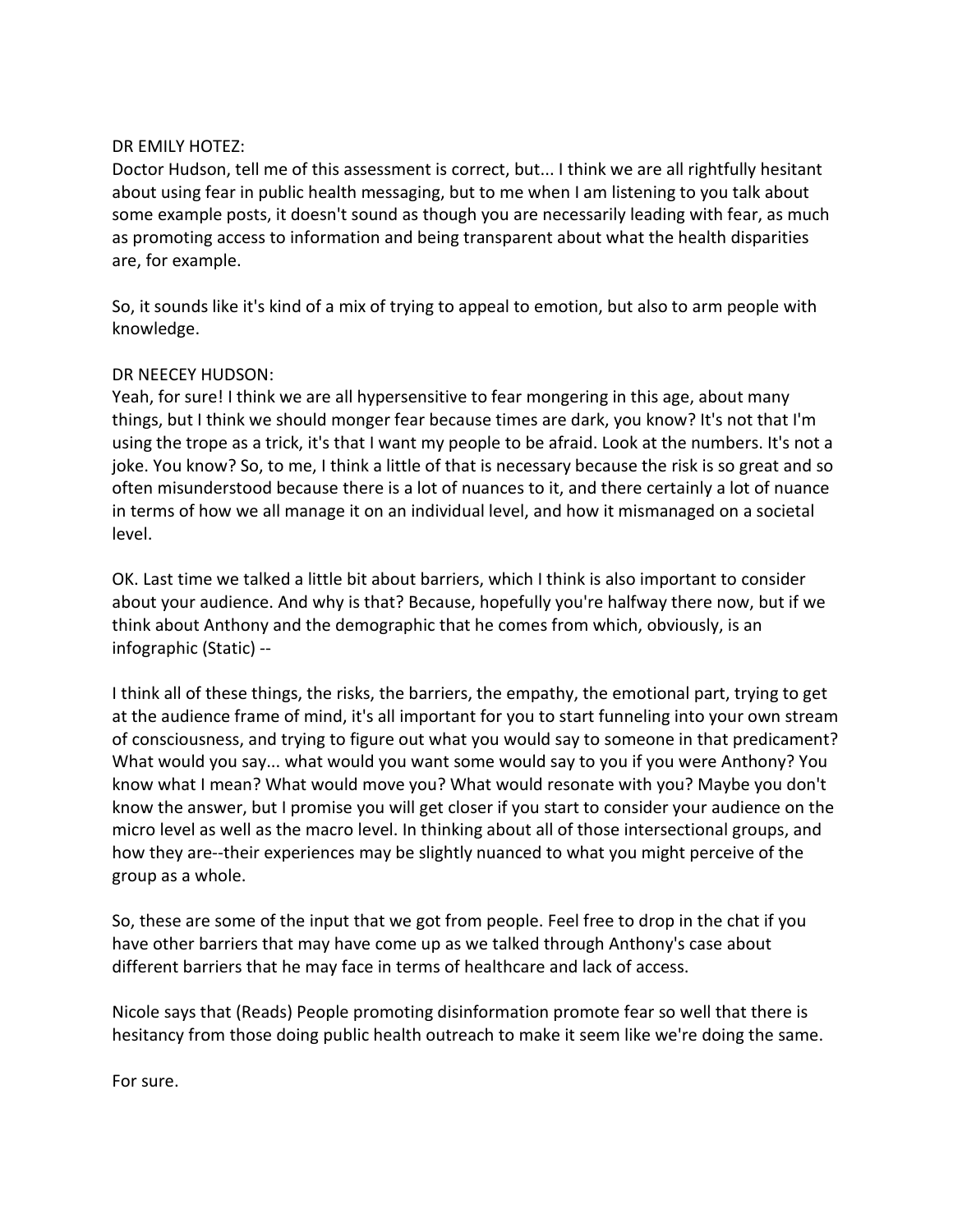DR EMILY HOTEZ:
Doctor Hudson, tell me of this assessment is correct, but... I think we are all rightfully hesitant about using fear in public health messaging, but to me when I am listening to you talk about some example posts, it doesn't sound as though you are necessarily leading with fear, as much as promoting access to information and being transparent about what the health disparities are, for example.

So, it sounds like it's kind of a mix of trying to appeal to emotion, but also to arm people with knowledge.

DR NEECEY HUDSON:
Yeah, for sure! I think we are all hypersensitive to fear mongering in this age, about many things, but I think we should monger fear because times are dark, you know? It's not that I'm using the trope as a trick, it's that I want my people to be afraid. Look at the numbers. It's not a joke. You know? So, to me, I think a little of that is necessary because the risk is so great and so often misunderstood because there is a lot of nuances to it, and there certainly a lot of nuance in terms of how we all manage it on an individual level, and how it mismanaged on a societal level.

OK. Last time we talked a little bit about barriers, which I think is also important to consider about your audience. And why is that? Because, hopefully you're halfway there now, but if we think about Anthony and the demographic that he comes from which, obviously, is an infographic (Static) --

I think all of these things, the risks, the barriers, the empathy, the emotional part, trying to get at the audience frame of mind, it's all important for you to start funneling into your own stream of consciousness, and trying to figure out what you would say to someone in that predicament? What would you say... what would you want some would say to you if you were Anthony? You know what I mean? What would move you? What would resonate with you? Maybe you don't know the answer, but I promise you will get closer if you start to consider your audience on the micro level as well as the macro level. In thinking about all of those intersectional groups, and how they are--their experiences may be slightly nuanced to what you might perceive of the group as a whole.

So, these are some of the input that we got from people. Feel free to drop in the chat if you have other barriers that may have come up as we talked through Anthony's case about different barriers that he may face in terms of healthcare and lack of access.

Nicole says that (Reads) People promoting disinformation promote fear so well that there is hesitancy from those doing public health outreach to make it seem like we're doing the same.

For sure.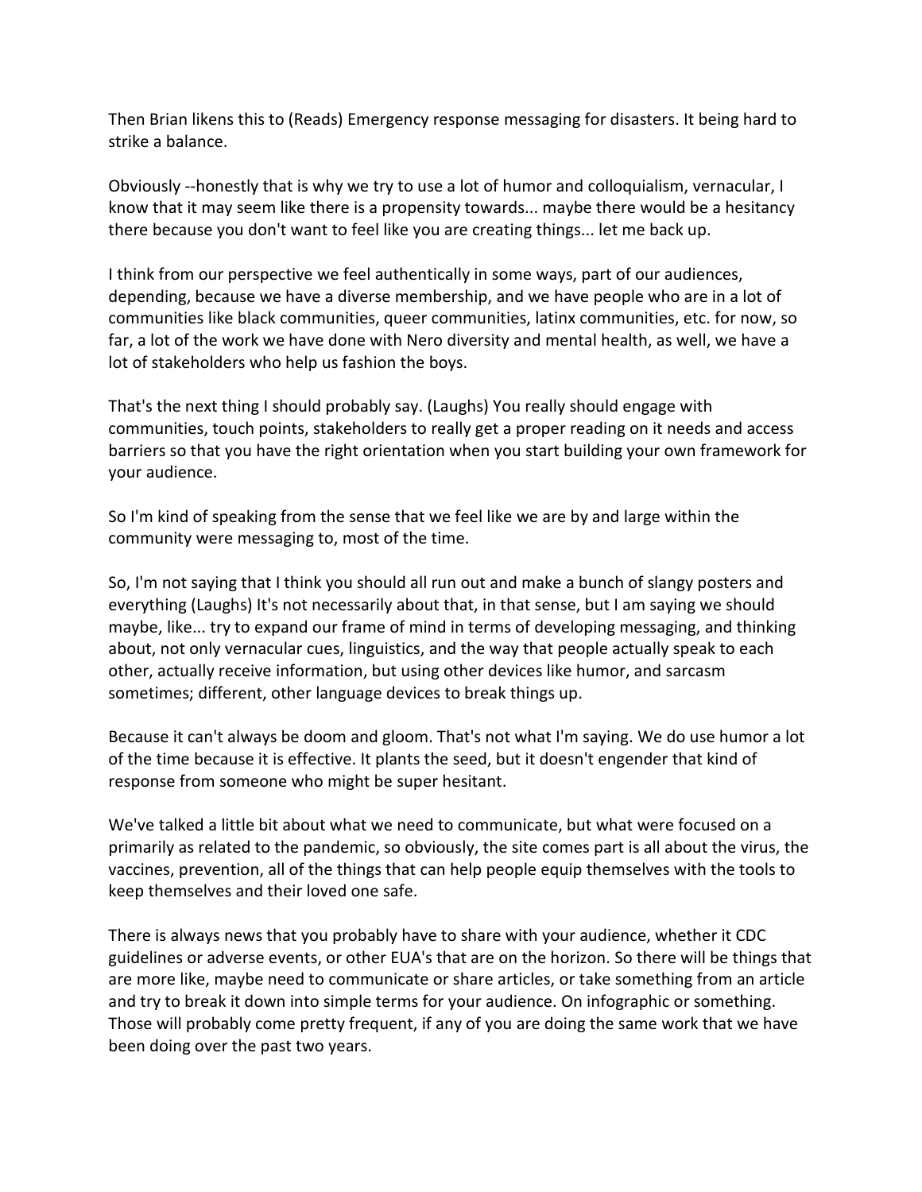Then Brian likens this to (Reads) Emergency response messaging for disasters. It being hard to strike a balance.

Obviously --honestly that is why we try to use a lot of humor and colloquialism, vernacular, I know that it may seem like there is a propensity towards... maybe there would be a hesitancy there because you don't want to feel like you are creating things... let me back up.

I think from our perspective we feel authentically in some ways, part of our audiences, depending, because we have a diverse membership, and we have people who are in a lot of communities like black communities, queer communities, latinx communities, etc. for now, so far, a lot of the work we have done with Nero diversity and mental health, as well, we have a lot of stakeholders who help us fashion the boys.

That's the next thing I should probably say. (Laughs) You really should engage with communities, touch points, stakeholders to really get a proper reading on it needs and access barriers so that you have the right orientation when you start building your own framework for your audience.

So I'm kind of speaking from the sense that we feel like we are by and large within the community were messaging to, most of the time.

So, I'm not saying that I think you should all run out and make a bunch of slangy posters and everything (Laughs) It's not necessarily about that, in that sense, but I am saying we should maybe, like... try to expand our frame of mind in terms of developing messaging, and thinking about, not only vernacular cues, linguistics, and the way that people actually speak to each other, actually receive information, but using other devices like humor, and sarcasm sometimes; different, other language devices to break things up.

Because it can't always be doom and gloom. That's not what I'm saying. We do use humor a lot of the time because it is effective. It plants the seed, but it doesn't engender that kind of response from someone who might be super hesitant.

We've talked a little bit about what we need to communicate, but what were focused on a primarily as related to the pandemic, so obviously, the site comes part is all about the virus, the vaccines, prevention, all of the things that can help people equip themselves with the tools to keep themselves and their loved one safe.

There is always news that you probably have to share with your audience, whether it CDC guidelines or adverse events, or other EUA's that are on the horizon. So there will be things that are more like, maybe need to communicate or share articles, or take something from an article and try to break it down into simple terms for your audience. On infographic or something. Those will probably come pretty frequent, if any of you are doing the same work that we have been doing over the past two years.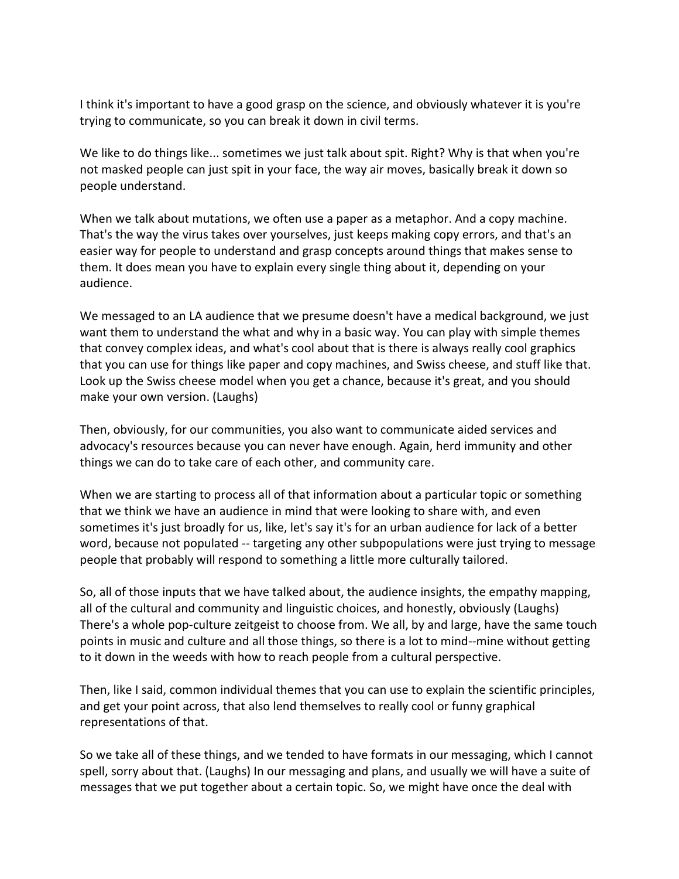I think it's important to have a good grasp on the science, and obviously whatever it is you're trying to communicate, so you can break it down in civil terms.

We like to do things like... sometimes we just talk about spit. Right? Why is that when you're not masked people can just spit in your face, the way air moves, basically break it down so people understand.

When we talk about mutations, we often use a paper as a metaphor. And a copy machine. That's the way the virus takes over yourselves, just keeps making copy errors, and that's an easier way for people to understand and grasp concepts around things that makes sense to them. It does mean you have to explain every single thing about it, depending on your audience.

We messaged to an LA audience that we presume doesn't have a medical background, we just want them to understand the what and why in a basic way. You can play with simple themes that convey complex ideas, and what's cool about that is there is always really cool graphics that you can use for things like paper and copy machines, and Swiss cheese, and stuff like that. Look up the Swiss cheese model when you get a chance, because it's great, and you should make your own version. (Laughs)

Then, obviously, for our communities, you also want to communicate aided services and advocacy's resources because you can never have enough. Again, herd immunity and other things we can do to take care of each other, and community care.

When we are starting to process all of that information about a particular topic or something that we think we have an audience in mind that were looking to share with, and even sometimes it's just broadly for us, like, let's say it's for an urban audience for lack of a better word, because not populated -- targeting any other subpopulations were just trying to message people that probably will respond to something a little more culturally tailored.

So, all of those inputs that we have talked about, the audience insights, the empathy mapping, all of the cultural and community and linguistic choices, and honestly, obviously (Laughs) There's a whole pop-culture zeitgeist to choose from. We all, by and large, have the same touch points in music and culture and all those things, so there is a lot to mind--mine without getting to it down in the weeds with how to reach people from a cultural perspective.

Then, like I said, common individual themes that you can use to explain the scientific principles, and get your point across, that also lend themselves to really cool or funny graphical representations of that.

So we take all of these things, and we tended to have formats in our messaging, which I cannot spell, sorry about that. (Laughs) In our messaging and plans, and usually we will have a suite of messages that we put together about a certain topic. So, we might have once the deal with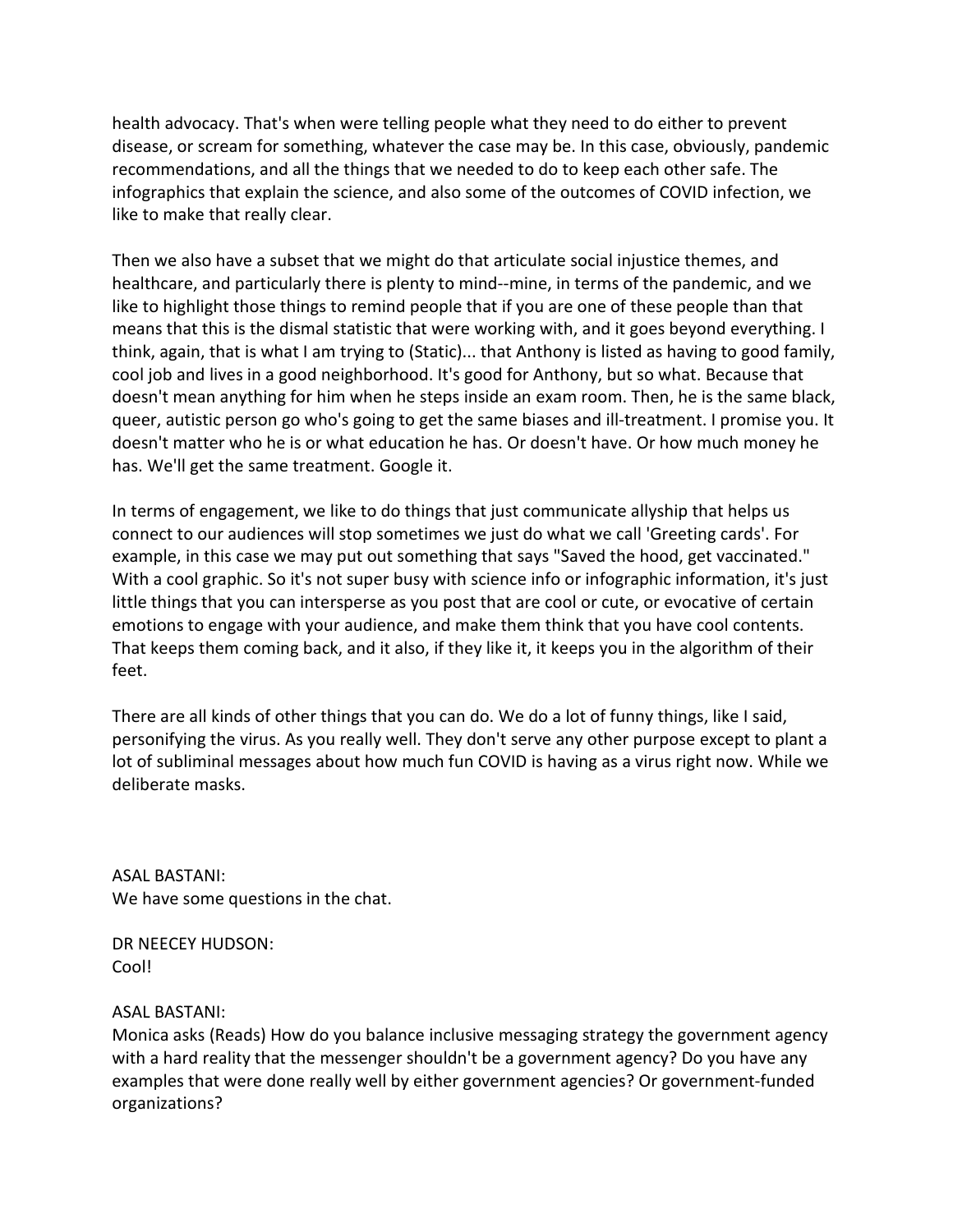health advocacy. That's when were telling people what they need to do either to prevent disease, or scream for something, whatever the case may be. In this case, obviously, pandemic recommendations, and all the things that we needed to do to keep each other safe. The infographics that explain the science, and also some of the outcomes of COVID infection, we like to make that really clear.

Then we also have a subset that we might do that articulate social injustice themes, and healthcare, and particularly there is plenty to mind--mine, in terms of the pandemic, and we like to highlight those things to remind people that if you are one of these people than that means that this is the dismal statistic that were working with, and it goes beyond everything. I think, again, that is what I am trying to (Static)... that Anthony is listed as having to good family, cool job and lives in a good neighborhood. It's good for Anthony, but so what. Because that doesn't mean anything for him when he steps inside an exam room. Then, he is the same black, queer, autistic person go who's going to get the same biases and ill-treatment. I promise you. It doesn't matter who he is or what education he has. Or doesn't have. Or how much money he has. We'll get the same treatment. Google it.

In terms of engagement, we like to do things that just communicate allyship that helps us connect to our audiences will stop sometimes we just do what we call 'Greeting cards'. For example, in this case we may put out something that says "Saved the hood, get vaccinated." With a cool graphic. So it's not super busy with science info or infographic information, it's just little things that you can intersperse as you post that are cool or cute, or evocative of certain emotions to engage with your audience, and make them think that you have cool contents. That keeps them coming back, and it also, if they like it, it keeps you in the algorithm of their feet.

There are all kinds of other things that you can do. We do a lot of funny things, like I said, personifying the virus. As you really well. They don't serve any other purpose except to plant a lot of subliminal messages about how much fun COVID is having as a virus right now. While we deliberate masks.

ASAL BASTANI:
We have some questions in the chat.

DR NEECEY HUDSON:
Cool!

ASAL BASTANI:
Monica asks (Reads) How do you balance inclusive messaging strategy the government agency with a hard reality that the messenger shouldn't be a government agency? Do you have any examples that were done really well by either government agencies? Or government-funded organizations?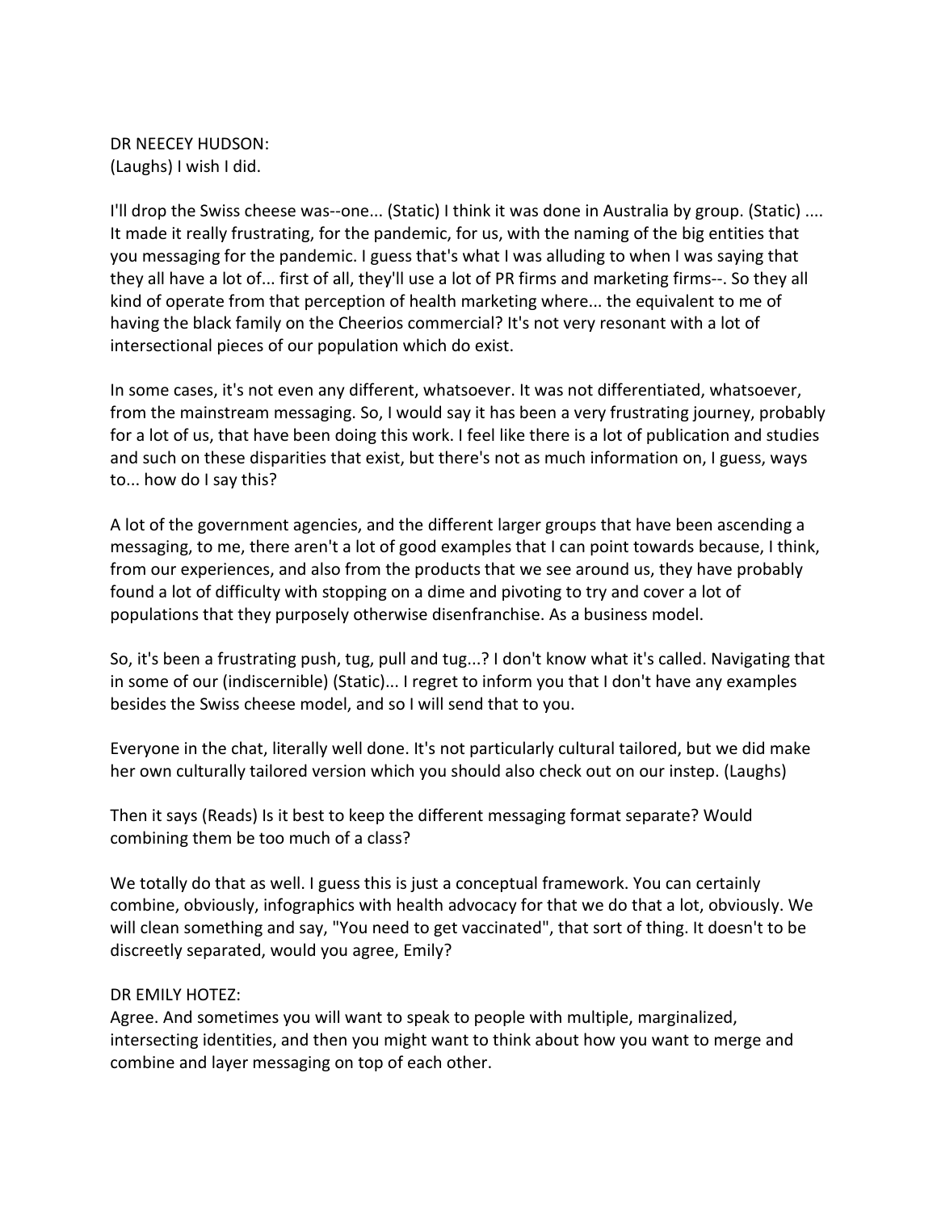DR NEECEY HUDSON:
(Laughs) I wish I did.

I'll drop the Swiss cheese was--one... (Static) I think it was done in Australia by group. (Static) .... It made it really frustrating, for the pandemic, for us, with the naming of the big entities that you messaging for the pandemic. I guess that's what I was alluding to when I was saying that they all have a lot of... first of all, they'll use a lot of PR firms and marketing firms--. So they all kind of operate from that perception of health marketing where... the equivalent to me of having the black family on the Cheerios commercial? It's not very resonant with a lot of intersectional pieces of our population which do exist.

In some cases, it's not even any different, whatsoever. It was not differentiated, whatsoever, from the mainstream messaging. So, I would say it has been a very frustrating journey, probably for a lot of us, that have been doing this work. I feel like there is a lot of publication and studies and such on these disparities that exist, but there's not as much information on, I guess, ways to... how do I say this?

A lot of the government agencies, and the different larger groups that have been ascending a messaging, to me, there aren't a lot of good examples that I can point towards because, I think, from our experiences, and also from the products that we see around us, they have probably found a lot of difficulty with stopping on a dime and pivoting to try and cover a lot of populations that they purposely otherwise disenfranchise. As a business model.

So, it's been a frustrating push, tug, pull and tug...? I don't know what it's called. Navigating that in some of our (indiscernible) (Static)... I regret to inform you that I don't have any examples besides the Swiss cheese model, and so I will send that to you.

Everyone in the chat, literally well done. It's not particularly cultural tailored, but we did make her own culturally tailored version which you should also check out on our instep. (Laughs)

Then it says (Reads) Is it best to keep the different messaging format separate? Would combining them be too much of a class?

We totally do that as well. I guess this is just a conceptual framework. You can certainly combine, obviously, infographics with health advocacy for that we do that a lot, obviously. We will clean something and say, "You need to get vaccinated", that sort of thing. It doesn't to be discreetly separated, would you agree, Emily?

DR EMILY HOTEZ:
Agree. And sometimes you will want to speak to people with multiple, marginalized, intersecting identities, and then you might want to think about how you want to merge and combine and layer messaging on top of each other.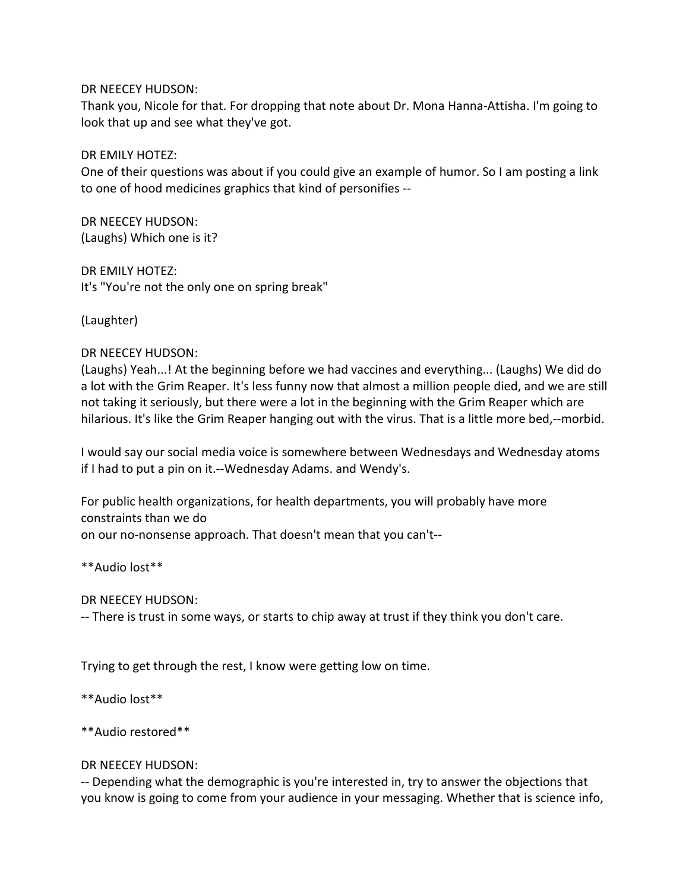DR NEECEY HUDSON:
Thank you, Nicole for that. For dropping that note about Dr. Mona Hanna-Attisha. I'm going to look that up and see what they've got.

DR EMILY HOTEZ:
One of their questions was about if you could give an example of humor. So I am posting a link to one of hood medicines graphics that kind of personifies --

DR NEECEY HUDSON:
(Laughs) Which one is it?

DR EMILY HOTEZ:
It's "You're not the only one on spring break"

(Laughter)

DR NEECEY HUDSON:
(Laughs) Yeah...! At the beginning before we had vaccines and everything... (Laughs) We did do a lot with the Grim Reaper. It's less funny now that almost a million people died, and we are still not taking it seriously, but there were a lot in the beginning with the Grim Reaper which are hilarious. It's like the Grim Reaper hanging out with the virus. That is a little more bed,--morbid.

I would say our social media voice is somewhere between Wednesdays and Wednesday atoms if I had to put a pin on it.--Wednesday Adams. and Wendy's.

For public health organizations, for health departments, you will probably have more constraints than we do
on our no-nonsense approach. That doesn't mean that you can't--

**Audio lost**

DR NEECEY HUDSON:
-- There is trust in some ways, or starts to chip away at trust if they think you don't care.

Trying to get through the rest, I know were getting low on time.

**Audio lost**

**Audio restored**

DR NEECEY HUDSON:
-- Depending what the demographic is you're interested in, try to answer the objections that you know is going to come from your audience in your messaging. Whether that is science info,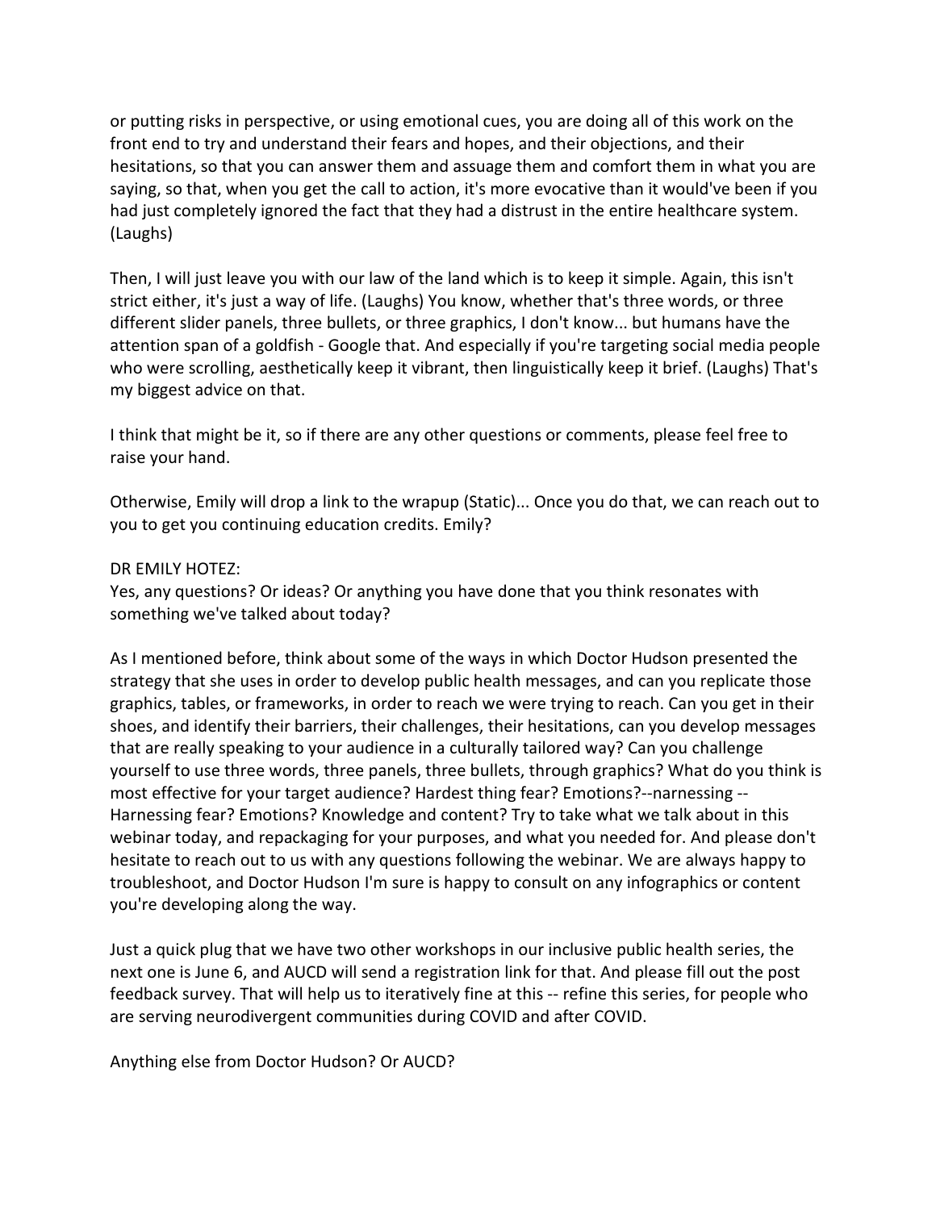or putting risks in perspective, or using emotional cues, you are doing all of this work on the front end to try and understand their fears and hopes, and their objections, and their hesitations, so that you can answer them and assuage them and comfort them in what you are saying, so that, when you get the call to action, it's more evocative than it would've been if you had just completely ignored the fact that they had a distrust in the entire healthcare system. (Laughs)

Then, I will just leave you with our law of the land which is to keep it simple. Again, this isn't strict either, it's just a way of life. (Laughs) You know, whether that's three words, or three different slider panels, three bullets, or three graphics, I don't know... but humans have the attention span of a goldfish - Google that. And especially if you're targeting social media people who were scrolling, aesthetically keep it vibrant, then linguistically keep it brief. (Laughs) That's my biggest advice on that.

I think that might be it, so if there are any other questions or comments, please feel free to raise your hand.

Otherwise, Emily will drop a link to the wrapup (Static)... Once you do that, we can reach out to you to get you continuing education credits. Emily?

DR EMILY HOTEZ:
Yes, any questions? Or ideas? Or anything you have done that you think resonates with something we've talked about today?

As I mentioned before, think about some of the ways in which Doctor Hudson presented the strategy that she uses in order to develop public health messages, and can you replicate those graphics, tables, or frameworks, in order to reach we were trying to reach. Can you get in their shoes, and identify their barriers, their challenges, their hesitations, can you develop messages that are really speaking to your audience in a culturally tailored way? Can you challenge yourself to use three words, three panels, three bullets, through graphics? What do you think is most effective for your target audience? Hardest thing fear? Emotions?--narnessing -- Harnessing fear? Emotions? Knowledge and content? Try to take what we talk about in this webinar today, and repackaging for your purposes, and what you needed for. And please don't hesitate to reach out to us with any questions following the webinar. We are always happy to troubleshoot, and Doctor Hudson I'm sure is happy to consult on any infographics or content you're developing along the way.

Just a quick plug that we have two other workshops in our inclusive public health series, the next one is June 6, and AUCD will send a registration link for that. And please fill out the post feedback survey. That will help us to iteratively fine at this -- refine this series, for people who are serving neurodivergent communities during COVID and after COVID.

Anything else from Doctor Hudson? Or AUCD?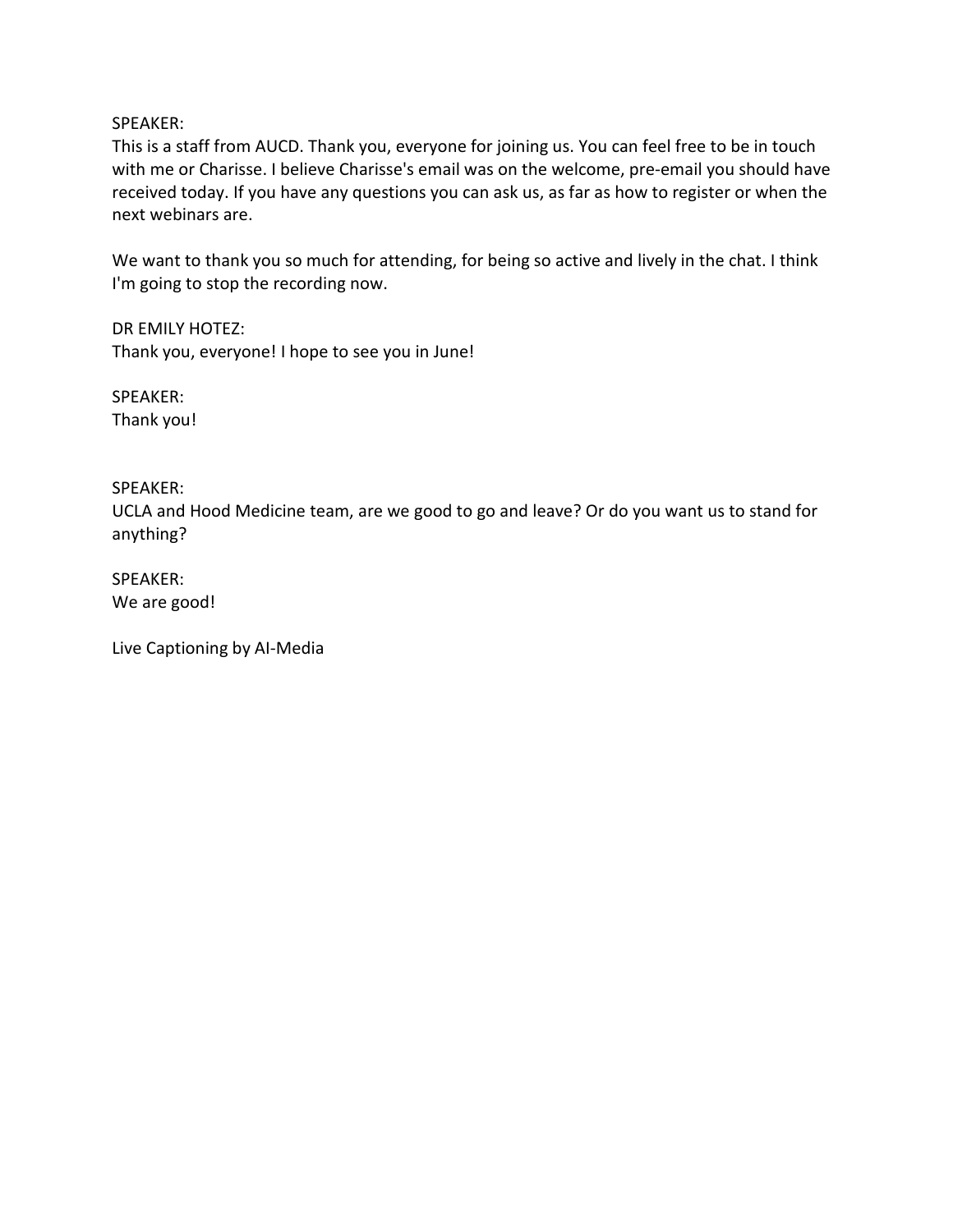SPEAKER:
This is a staff from AUCD. Thank you, everyone for joining us. You can feel free to be in touch with me or Charisse. I believe Charisse's email was on the welcome, pre-email you should have received today. If you have any questions you can ask us, as far as how to register or when the next webinars are.

We want to thank you so much for attending, for being so active and lively in the chat. I think I'm going to stop the recording now.

DR EMILY HOTEZ:
Thank you, everyone! I hope to see you in June!

SPEAKER:
Thank you!

SPEAKER:
UCLA and Hood Medicine team, are we good to go and leave? Or do you want us to stand for anything?

SPEAKER:
We are good!

Live Captioning by AI-Media